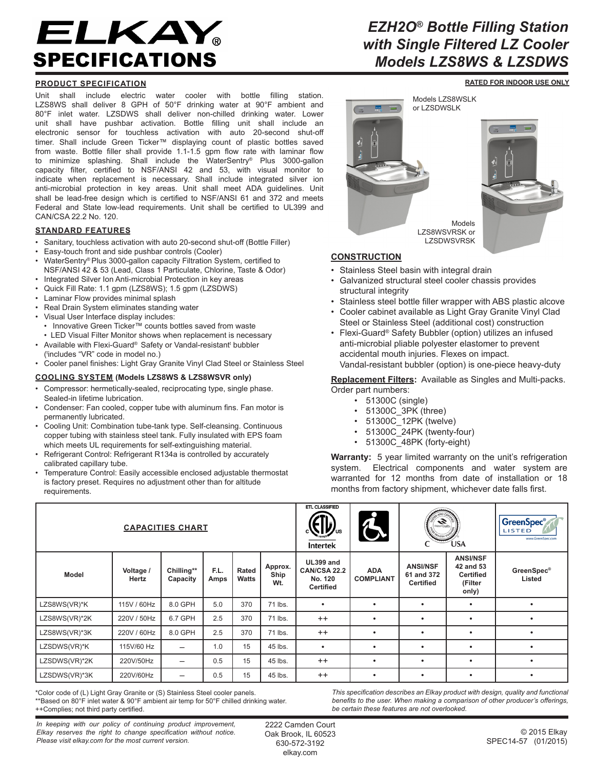# ELKAY® SPECIFICATIONS

# *EZH2O® Bottle Filling Station with Single Filtered LZ Cooler Models LZS8WS & LZSDWS*

**RATED FOR INDOOR USE ONLY**

## PRODUCT SPECIFICATION

Unit shall include electric water cooler with bottle filling station. LZS8WS shall deliver 8 GPH of 50°F drinking water at 90°F ambient and 80°F inlet water. LZSDWS shall deliver non-chilled drinking water. Lower unit shall have pushbar activation. Bottle filling unit shall include an electronic sensor for touchless activation with auto 20-second shut-off timer. Shall include Green Ticker™ displaying count of plastic bottles saved from waste. Bottle filler shall provide 1.1-1.5 gpm flow rate with laminar flow to minimize splashing. Shall include the WaterSentry® Plus 3000-gallon capacity filter, certified to NSF/ANSI 42 and 53, with visual monitor to indicate when replacement is necessary. Shall include integrated silver ion anti-microbial protection in key areas. Unit shall meet ADA guidelines. Unit shall be lead-free design which is certified to NSF/ANSI 61 and 372 and meets Federal and State low-lead requirements. Unit shall be certified to UL399 and CAN/CSA 22.2 No. 120.

## STANDARD FEATURES

- Sanitary, touchless activation with auto 20-second shut-off (Bottle Filler)
- Easy-touch front and side pushbar controls (Cooler)
- WaterSentry® Plus 3000-gallon capacity Filtration System, certified to NSF/ANSI 42 & 53 (Lead, Class 1 Particulate, Chlorine, Taste & Odor)
- Integrated Silver Ion Anti-microbial Protection in key areas
- Quick Fill Rate: 1.1 gpm (LZS8WS); 1.5 gpm (LZSDWS)
- Laminar Flow provides minimal splash
- Real Drain System eliminates standing water
- Visual User Interface display includes:
  - Innovative Green Ticker™ counts bottles saved from waste
  - LED Visual Filter Monitor shows when replacement is necessary
- Available with Flexi-Guard® Safety or Vandal-resistant‘ bubbler (‘includes “VR” code in model no.)
- Cooler panel finishes: Light Gray Granite Vinyl Clad Steel or Stainless Steel

## COOLING SYSTEM (Models LZS8WS & LZS8WSVR only)

- Compressor: hermetically-sealed, reciprocating type, single phase. Sealed-in lifetime lubrication.
- Condenser: Fan cooled, copper tube with aluminum fins. Fan motor is permanently lubricated.
- Cooling Unit: Combination tube-tank type. Self-cleansing. Continuous copper tubing with stainless steel tank. Fully insulated with EPS foam which meets UL requirements for self-extinguishing material.
- Refrigerant Control: Refrigerant R134a is controlled by accurately calibrated capillary tube.
- Temperature Control: Easily accessible enclosed adjustable thermostat is factory preset. Requires no adjustment other than for altitude requirements.

Models LZS8WSLK or LZSDWSLK

Models LZS8WSVRSK or LZSDWSVRSK

## CONSTRUCTION

- Stainless Steel basin with integral drain
- Galvanized structural steel cooler chassis provides structural integrity
- Stainless steel bottle filler wrapper with ABS plastic alcove
- Cooler cabinet available as Light Gray Granite Vinyl Clad Steel or Stainless Steel (additional cost) construction
- Flexi-Guard® Safety Bubbler (option) utilizes an infused anti-microbial pliable polyester elastomer to prevent accidental mouth injuries. Flexes on impact. Vandal-resistant bubbler (option) is one-piece heavy-duty

**Replacement Filters:** Available as Singles and Multi-packs. Order part numbers:

- 51300C (single)
- 51300C_3PK (three)
- 51300C_12PK (twelve)
- 51300C_24PK (twenty-four)
- 51300C_48PK (forty-eight)

**Warranty:** 5 year limited warranty on the unit’s refrigeration system. Electrical components and water system are warranted for 12 months from date of installation or 18 months from factory shipment, whichever date falls first.

## CAPACITIES CHART

| Model | Voltage / Hertz | Chilling** Capacity | F.L. Amps | Rated Watts | Approx. Ship Wt. | UL399 and CAN/CSA 22.2 No. 120 Certified (ETL Classified, Intertek) | ADA COMPLIANT | ANSI/NSF 61 and 372 Certified | ANSI/NSF 42 and 53 Certified (Filter only) | GreenSpec® Listed |
|---|---|---|---|---|---|---|---|---|---|---|
| LZS8WS(VR)*K | 115V / 60Hz | 8.0 GPH | 5.0 | 370 | 71 lbs. | • | • | • | • | • |
| LZS8WS(VR)*2K | 220V / 50Hz | 6.7 GPH | 2.5 | 370 | 71 lbs. | ++ | • | • | • | • |
| LZS8WS(VR)*3K | 220V / 60Hz | 8.0 GPH | 2.5 | 370 | 71 lbs. | ++ | • | • | • | • |
| LZSDWS(VR)*K | 115V/60 Hz | – | 1.0 | 15 | 45 lbs. | • | • | • | • | • |
| LZSDWS(VR)*2K | 220V/50Hz | – | 0.5 | 15 | 45 lbs. | ++ | • | • | • | • |
| LZSDWS(VR)*3K | 220V/60Hz | – | 0.5 | 15 | 45 lbs. | ++ | • | • | • | • |

*Color code of (L) Light Gray Granite or (S) Stainless Steel cooler panels.
**Based on 80°F inlet water & 90°F ambient air temp for 50°F chilled drinking water.
++Complies; not third party certified.

*This specification describes an Elkay product with design, quality and functional benefits to the user. When making a comparison of other producer’s offerings, be certain these features are not overlooked.*

*In keeping with our policy of continuing product improvement, Elkay reserves the right to change specification without notice. Please visit elkay.com for the most current version.*

2222 Camden Court
Oak Brook, IL 60523
630-572-3192
elkay.com

© 2015 Elkay
SPEC14-57 (01/2015)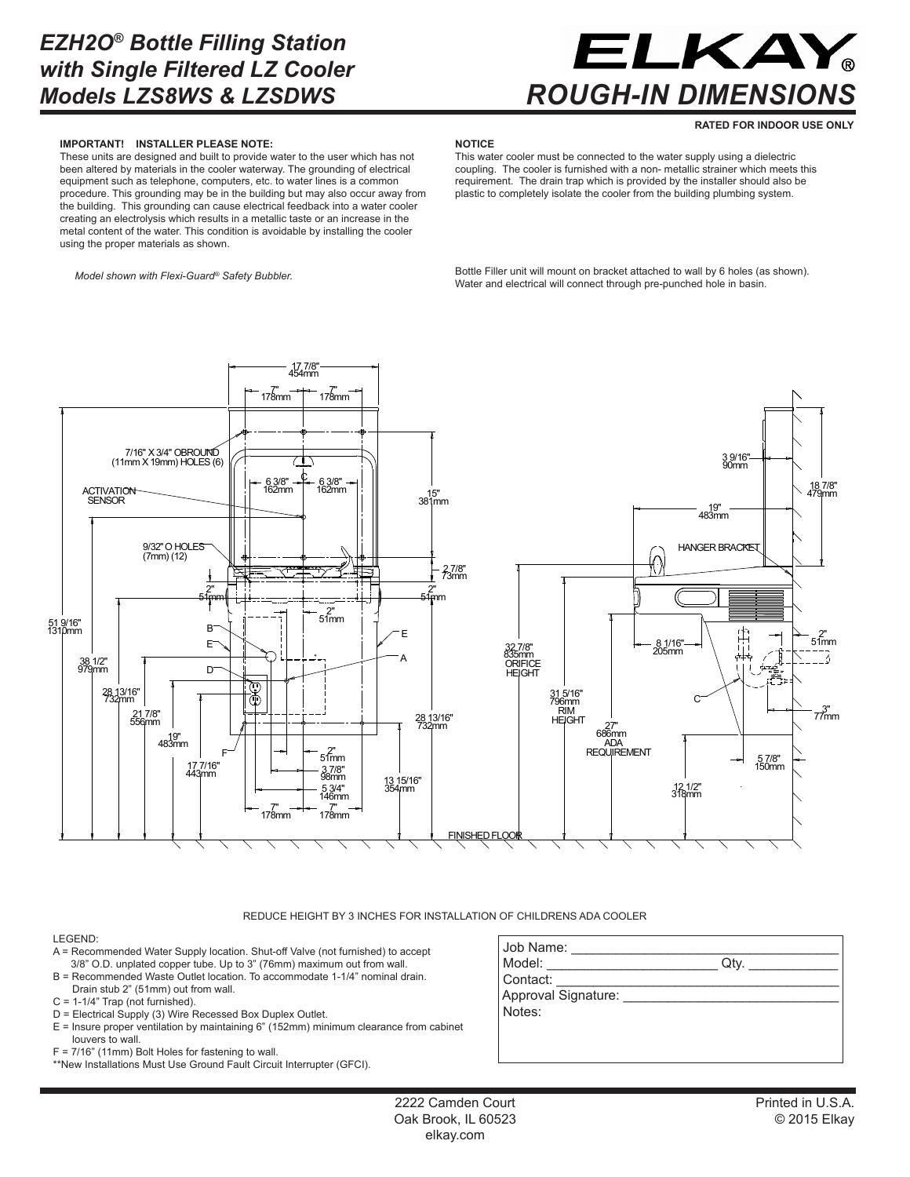# *EZH2O® Bottle Filling Station with Single Filtered LZ Cooler Models LZS8WS & LZSDWS*

# ELKAY®

## *ROUGH-IN DIMENSIONS*

**RATED FOR INDOOR USE ONLY**

**IMPORTANT! INSTALLER PLEASE NOTE:**
These units are designed and built to provide water to the user which has not been altered by materials in the cooler waterway. The grounding of electrical equipment such as telephone, computers, etc. to water lines is a common procedure. This grounding may be in the building but may also occur away from the building. This grounding can cause electrical feedback into a water cooler creating an electrolysis which results in a metallic taste or an increase in the metal content of the water. This condition is avoidable by installing the cooler using the proper materials as shown.

**NOTICE**
This water cooler must be connected to the water supply using a dielectric coupling. The cooler is furnished with a non- metallic strainer which meets this requirement. The drain trap which is provided by the installer should also be plastic to completely isolate the cooler from the building plumbing system.

*Model shown with Flexi-Guard® Safety Bubbler.*

Bottle Filler unit will mount on bracket attached to wall by 6 holes (as shown). Water and electrical will connect through pre-punched hole in basin.

17 7/8" 454mm
7" 178mm
7" 178mm
7/16" X 3/4" OBROUND (11mm X 19mm) HOLES (6)
C
6 3/8" 162mm
6 3/8" 162mm
ACTIVATION SENSOR
15" 381mm
9/32" O HOLES (7mm) (12)
2 7/8" 73mm
2" 51mm
2" 51mm
2" 51mm
51 9/16" 1310mm
B
E
E
A
D
38 1/2" 979mm
28 13/16" 732mm
21 7/8" 556mm
19" 483mm
17 7/16" 443mm
F
28 13/16" 732mm
2" 51mm
3 7/8" 98mm
5 3/4" 146mm
7" 178mm
7" 178mm
13 15/16" 354mm
FINISHED FLOOR
3 9/16" 90mm
18 7/8" 479mm
19" 483mm
HANGER BRACKET
32 7/8" 835mm ORIFICE HEIGHT
31 5/16" 796mm RIM HEIGHT
27" 686mm ADA REQUIREMENT
8 1/16" 205mm
2" 51mm
C
3" 77mm
5 7/8" 150mm
12 1/2" 318mm

REDUCE HEIGHT BY 3 INCHES FOR INSTALLATION OF CHILDRENS ADA COOLER

LEGEND:
- A = Recommended Water Supply location. Shut-off Valve (not furnished) to accept 3/8" O.D. unplated copper tube. Up to 3" (76mm) maximum out from wall.
- B = Recommended Waste Outlet location. To accommodate 1-1/4" nominal drain. Drain stub 2" (51mm) out from wall.
- C = 1-1/4" Trap (not furnished).
- D = Electrical Supply (3) Wire Recessed Box Duplex Outlet.
- E = Insure proper ventilation by maintaining 6" (152mm) minimum clearance from cabinet louvers to wall.
- F = 7/16" (11mm) Bolt Holes for fastening to wall.

**New Installations Must Use Ground Fault Circuit Interrupter (GFCI).

Job Name: ______________________________
Model: ____________________ Qty. __________
Contact: ______________________________
Approval Signature: ______________________
Notes:

2222 Camden Court
Oak Brook, IL 60523
elkay.com

Printed in U.S.A.
© 2015 Elkay